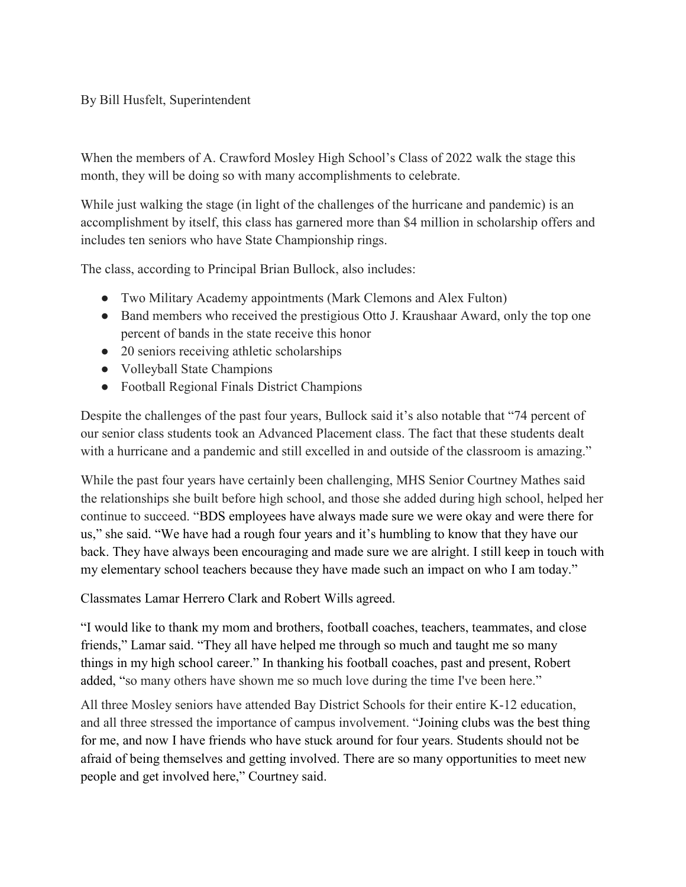By Bill Husfelt, Superintendent

When the members of A. Crawford Mosley High School's Class of 2022 walk the stage this month, they will be doing so with many accomplishments to celebrate.

While just walking the stage (in light of the challenges of the hurricane and pandemic) is an accomplishment by itself, this class has garnered more than $4 million in scholarship offers and includes ten seniors who have State Championship rings.

The class, according to Principal Brian Bullock, also includes:

- Two Military Academy appointments (Mark Clemons and Alex Fulton)
- Band members who received the prestigious Otto J. Kraushaar Award, only the top one percent of bands in the state receive this honor
- 20 seniors receiving athletic scholarships
- Volleyball State Champions
- Football Regional Finals District Champions

Despite the challenges of the past four years, Bullock said it's also notable that "74 percent of our senior class students took an Advanced Placement class. The fact that these students dealt with a hurricane and a pandemic and still excelled in and outside of the classroom is amazing."

While the past four years have certainly been challenging, MHS Senior Courtney Mathes said the relationships she built before high school, and those she added during high school, helped her continue to succeed. "BDS employees have always made sure we were okay and were there for us," she said. "We have had a rough four years and it's humbling to know that they have our back. They have always been encouraging and made sure we are alright. I still keep in touch with my elementary school teachers because they have made such an impact on who I am today."

Classmates Lamar Herrero Clark and Robert Wills agreed.

"I would like to thank my mom and brothers, football coaches, teachers, teammates, and close friends," Lamar said. "They all have helped me through so much and taught me so many things in my high school career." In thanking his football coaches, past and present, Robert added, "so many others have shown me so much love during the time I've been here."

All three Mosley seniors have attended Bay District Schools for their entire K-12 education, and all three stressed the importance of campus involvement. "Joining clubs was the best thing for me, and now I have friends who have stuck around for four years. Students should not be afraid of being themselves and getting involved. There are so many opportunities to meet new people and get involved here," Courtney said.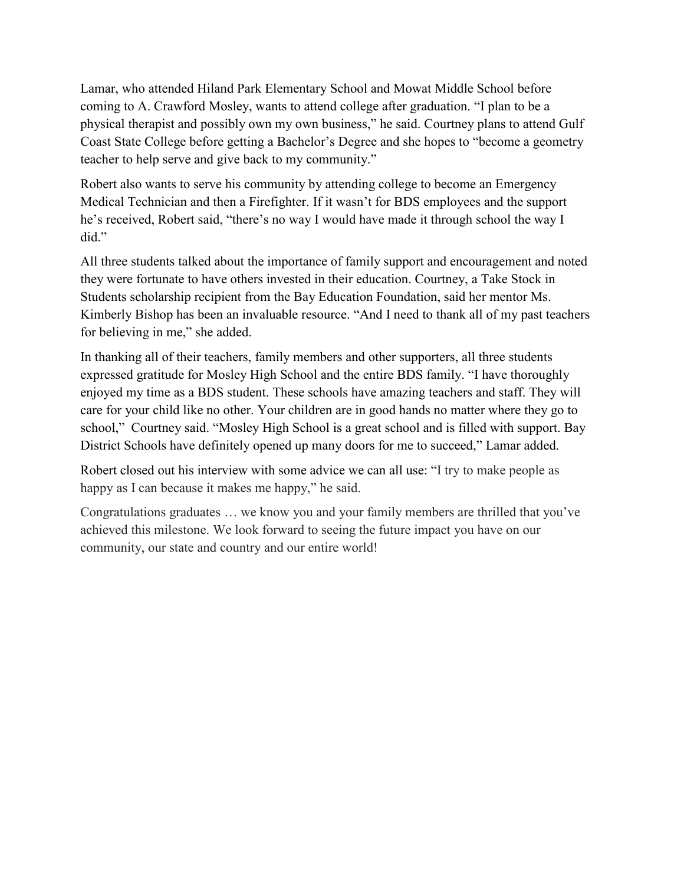Lamar, who attended Hiland Park Elementary School and Mowat Middle School before coming to A. Crawford Mosley, wants to attend college after graduation. “I plan to be a physical therapist and possibly own my own business,” he said. Courtney plans to attend Gulf Coast State College before getting a Bachelor’s Degree and she hopes to “become a geometry teacher to help serve and give back to my community.”

Robert also wants to serve his community by attending college to become an Emergency Medical Technician and then a Firefighter. If it wasn’t for BDS employees and the support he’s received, Robert said, “there’s no way I would have made it through school the way I did.”

All three students talked about the importance of family support and encouragement and noted they were fortunate to have others invested in their education. Courtney, a Take Stock in Students scholarship recipient from the Bay Education Foundation, said her mentor Ms. Kimberly Bishop has been an invaluable resource. “And I need to thank all of my past teachers for believing in me,” she added.

In thanking all of their teachers, family members and other supporters, all three students expressed gratitude for Mosley High School and the entire BDS family. “I have thoroughly enjoyed my time as a BDS student. These schools have amazing teachers and staff. They will care for your child like no other. Your children are in good hands no matter where they go to school,” Courtney said. “Mosley High School is a great school and is filled with support. Bay District Schools have definitely opened up many doors for me to succeed,” Lamar added.

Robert closed out his interview with some advice we can all use: “I try to make people as happy as I can because it makes me happy,” he said.

Congratulations graduates … we know you and your family members are thrilled that you’ve achieved this milestone. We look forward to seeing the future impact you have on our community, our state and country and our entire world!